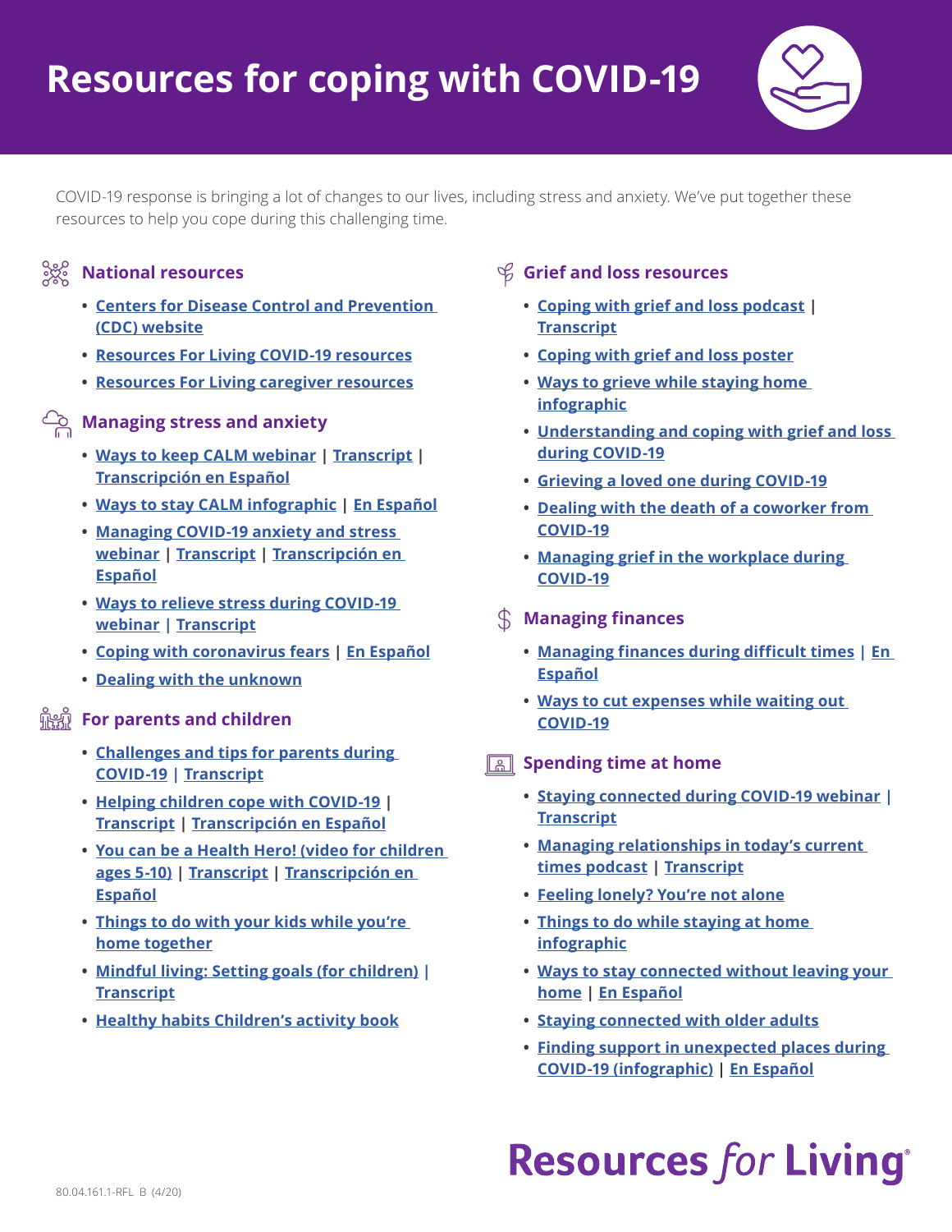# Resources for coping with COVID-19

COVID-19 response is bringing a lot of changes to our lives, including stress and anxiety. We've put together these resources to help you cope during this challenging time.

## National resources

- Centers for Disease Control and Prevention (CDC) website
- Resources For Living COVID-19 resources
- Resources For Living caregiver resources

## Managing stress and anxiety

- Ways to keep CALM webinar | Transcript | Transcripción en Español
- Ways to stay CALM infographic | En Español
- Managing COVID-19 anxiety and stress webinar | Transcript | Transcripción en Español
- Ways to relieve stress during COVID-19 webinar | Transcript
- Coping with coronavirus fears | En Español
- Dealing with the unknown

## For parents and children

- Challenges and tips for parents during COVID-19 | Transcript
- Helping children cope with COVID-19 | Transcript | Transcripción en Español
- You can be a Health Hero! (video for children ages 5-10) | Transcript | Transcripción en Español
- Things to do with your kids while you're home together
- Mindful living: Setting goals (for children) | Transcript
- Healthy habits Children's activity book

## Grief and loss resources

- Coping with grief and loss podcast | Transcript
- Coping with grief and loss poster
- Ways to grieve while staying home infographic
- Understanding and coping with grief and loss during COVID-19
- Grieving a loved one during COVID-19
- Dealing with the death of a coworker from COVID-19
- Managing grief in the workplace during COVID-19

## Managing finances

- Managing finances during difficult times | En Español
- Ways to cut expenses while waiting out COVID-19

## Spending time at home

- Staying connected during COVID-19 webinar | Transcript
- Managing relationships in today's current times podcast | Transcript
- Feeling lonely? You're not alone
- Things to do while staying at home infographic
- Ways to stay connected without leaving your home | En Español
- Staying connected with older adults
- Finding support in unexpected places during COVID-19 (infographic) | En Español

Resources *for* Living®

80.04.161.1-RFL B (4/20)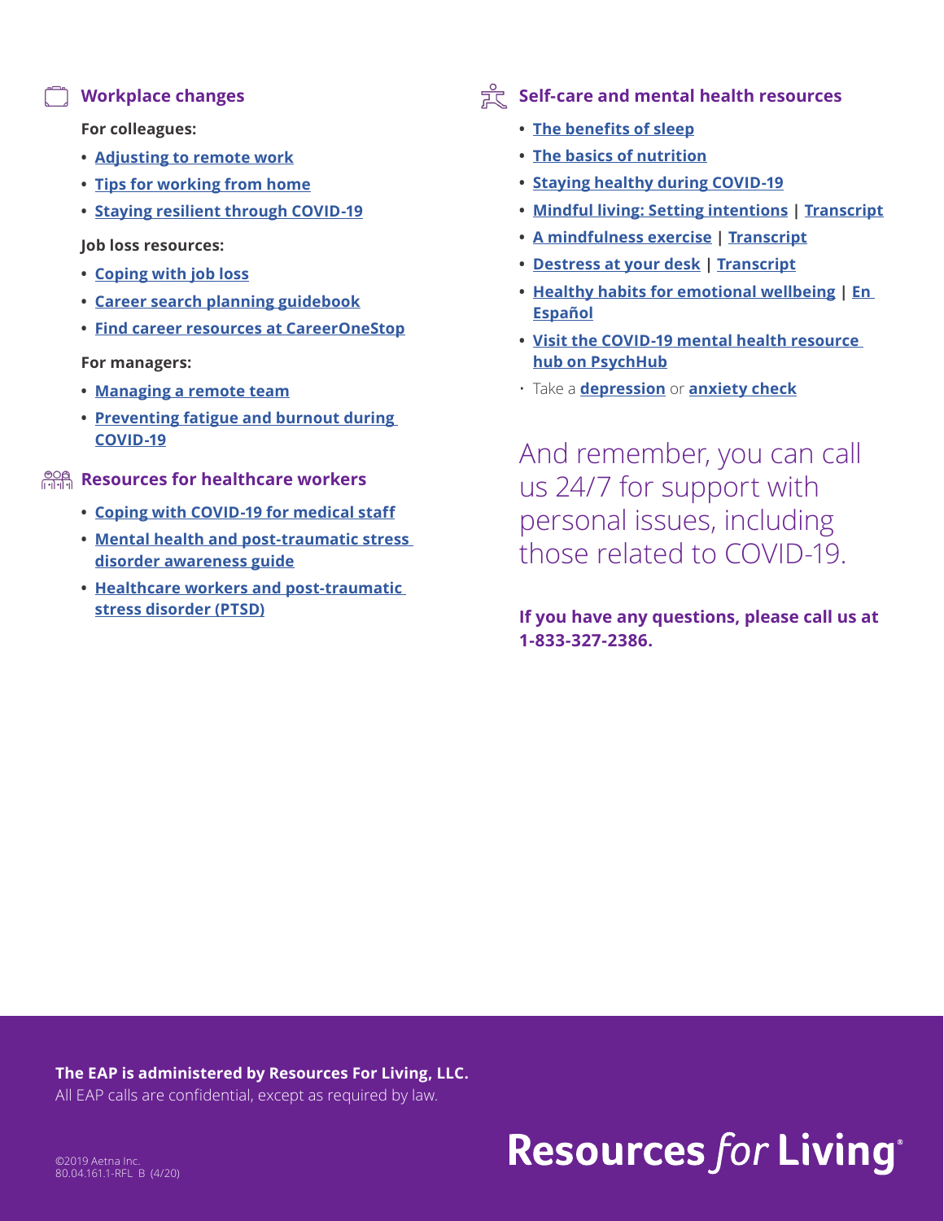## Workplace changes

**For colleagues:**

- Adjusting to remote work
- Tips for working from home
- Staying resilient through COVID-19

**Job loss resources:**

- Coping with job loss
- Career search planning guidebook
- Find career resources at CareerOneStop

**For managers:**

- Managing a remote team
- Preventing fatigue and burnout during COVID-19

## Resources for healthcare workers

- Coping with COVID-19 for medical staff
- Mental health and post-traumatic stress disorder awareness guide
- Healthcare workers and post-traumatic stress disorder (PTSD)

## Self-care and mental health resources

- The benefits of sleep
- The basics of nutrition
- Staying healthy during COVID-19
- Mindful living: Setting intentions | Transcript
- A mindfulness exercise | Transcript
- Destress at your desk | Transcript
- Healthy habits for emotional wellbeing | En Español
- Visit the COVID-19 mental health resource hub on PsychHub
- Take a **depression** or **anxiety check**

And remember, you can call us 24/7 for support with personal issues, including those related to COVID-19.

**If you have any questions, please call us at 1-833-327-2386.**

**The EAP is administered by Resources For Living, LLC.**
All EAP calls are confidential, except as required by law.

Resources *for* Living®

©2019 Aetna Inc.
80.04.161.1-RFL B (4/20)